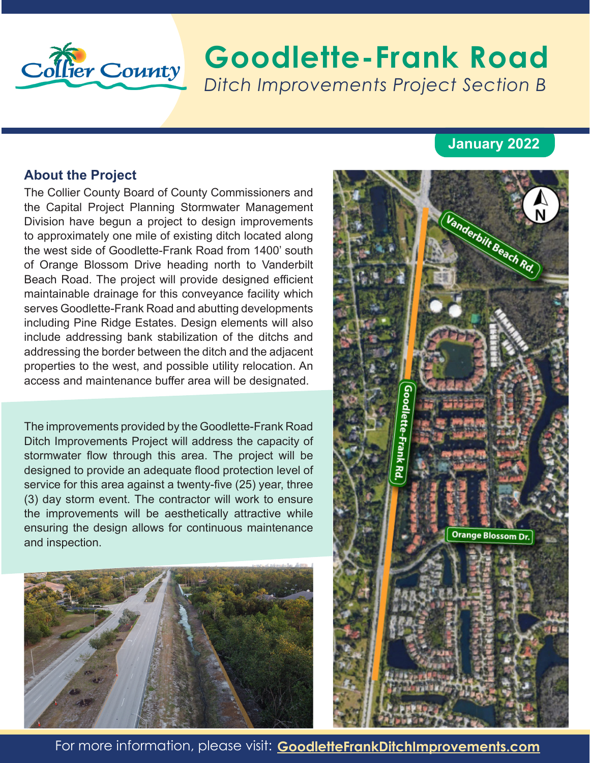# Goodlette-Frank Road

*Ditch Improvements Project Section B*

**January 2022**

## About the Project

The Collier County Board of County Commissioners and the Capital Project Planning Stormwater Management Division have begun a project to design improvements to approximately one mile of existing ditch located along the west side of Goodlette-Frank Road from 1400' south of Orange Blossom Drive heading north to Vanderbilt Beach Road. The project will provide designed efficient maintainable drainage for this conveyance facility which serves Goodlette-Frank Road and abutting developments including Pine Ridge Estates. Design elements will also include addressing bank stabilization of the ditchs and addressing the border between the ditch and the adjacent properties to the west, and possible utility relocation. An access and maintenance buffer area will be designated.

The improvements provided by the Goodlette-Frank Road Ditch Improvements Project will address the capacity of stormwater flow through this area. The project will be designed to provide an adequate flood protection level of service for this area against a twenty-five (25) year, three (3) day storm event. The contractor will work to ensure the improvements will be aesthetically attractive while ensuring the design allows for continuous maintenance and inspection.

For more information, please visit: **GoodletteFrankDitchImprovements.com**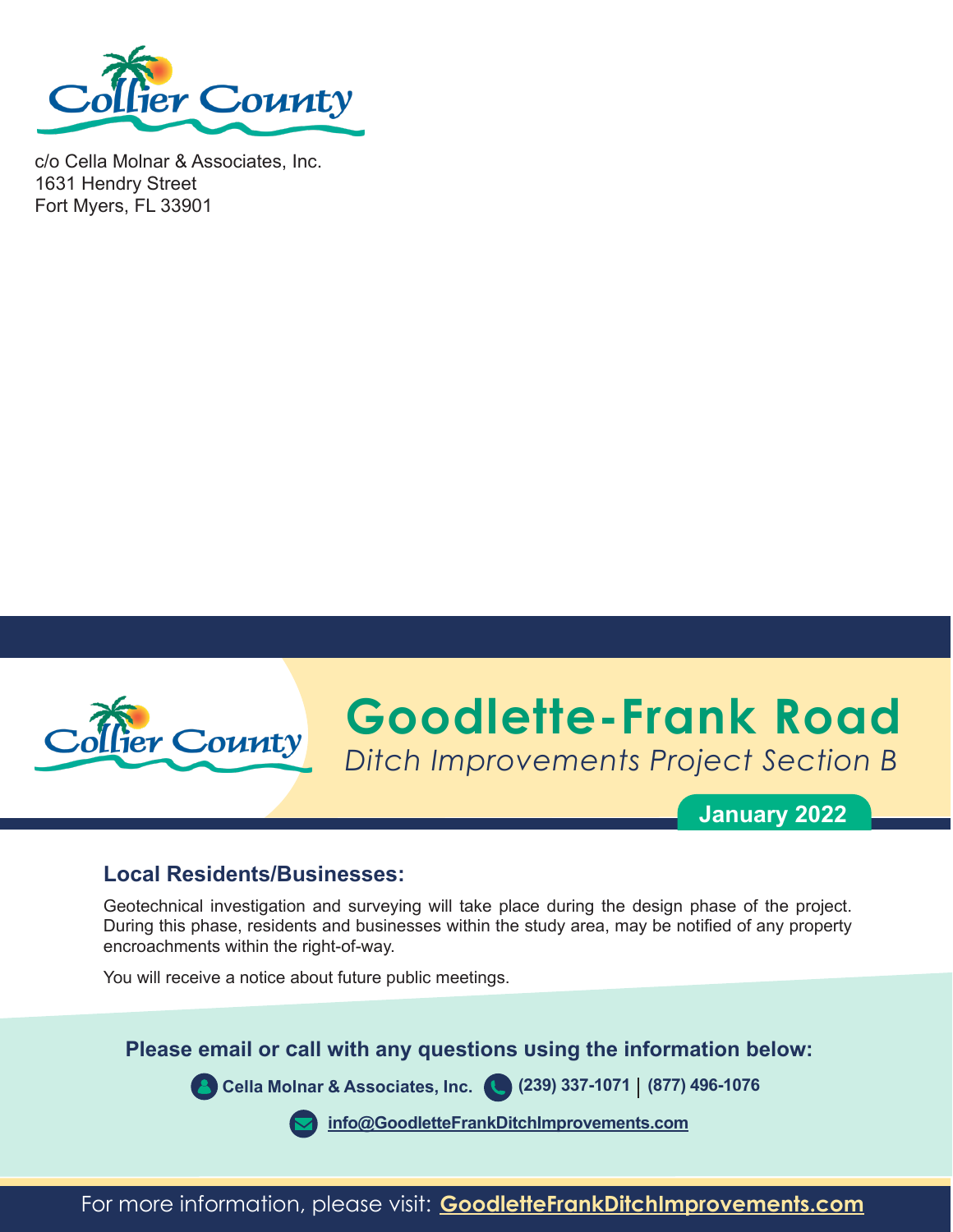c/o Cella Molnar & Associates, Inc.
1631 Hendry Street
Fort Myers, FL 33901

# Goodlette-Frank Road

*Ditch Improvements Project Section B*

**January 2022**

## Local Residents/Businesses:

Geotechnical investigation and surveying will take place during the design phase of the project. During this phase, residents and businesses within the study area, may be notified of any property encroachments within the right-of-way.

You will receive a notice about future public meetings.

**Please email or call with any questions using the information below:**

**Cella Molnar & Associates, Inc.** **(239) 337-1071 | (877) 496-1076**

**info@GoodletteFrankDitchImprovements.com**

For more information, please visit: **GoodletteFrankDitchImprovements.com**